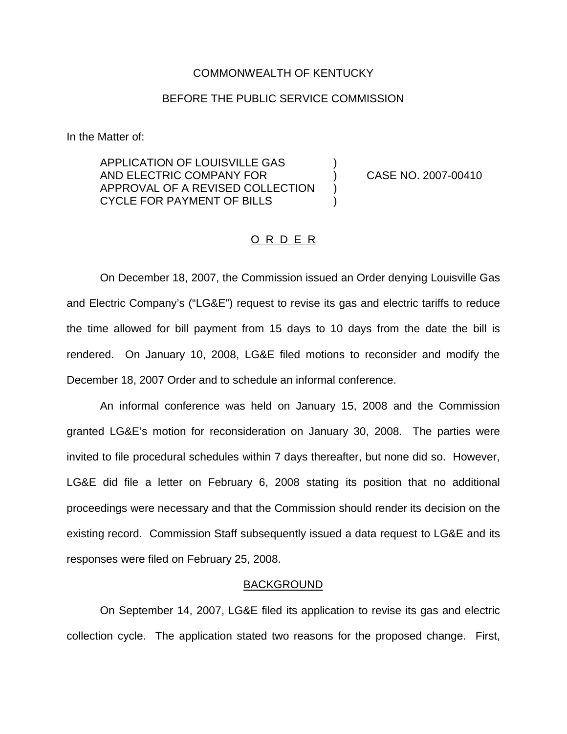COMMONWEALTH OF KENTUCKY

BEFORE THE PUBLIC SERVICE COMMISSION

In the Matter of:

APPLICATION OF LOUISVILLE GAS AND ELECTRIC COMPANY FOR APPROVAL OF A REVISED COLLECTION CYCLE FOR PAYMENT OF BILLS ) ) ) ) CASE NO. 2007-00410

## O R D E R

On December 18, 2007, the Commission issued an Order denying Louisville Gas and Electric Company's ("LG&E") request to revise its gas and electric tariffs to reduce the time allowed for bill payment from 15 days to 10 days from the date the bill is rendered. On January 10, 2008, LG&E filed motions to reconsider and modify the December 18, 2007 Order and to schedule an informal conference.

An informal conference was held on January 15, 2008 and the Commission granted LG&E's motion for reconsideration on January 30, 2008. The parties were invited to file procedural schedules within 7 days thereafter, but none did so. However, LG&E did file a letter on February 6, 2008 stating its position that no additional proceedings were necessary and that the Commission should render its decision on the existing record. Commission Staff subsequently issued a data request to LG&E and its responses were filed on February 25, 2008.

## BACKGROUND

On September 14, 2007, LG&E filed its application to revise its gas and electric collection cycle. The application stated two reasons for the proposed change. First,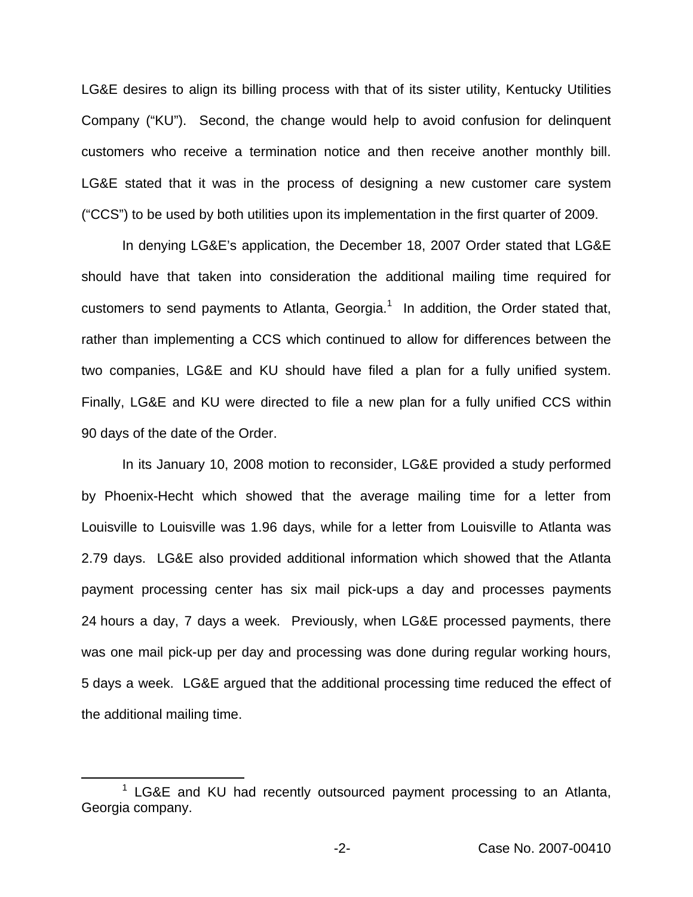LG&E desires to align its billing process with that of its sister utility, Kentucky Utilities Company ("KU"). Second, the change would help to avoid confusion for delinquent customers who receive a termination notice and then receive another monthly bill. LG&E stated that it was in the process of designing a new customer care system ("CCS") to be used by both utilities upon its implementation in the first quarter of 2009.

In denying LG&E's application, the December 18, 2007 Order stated that LG&E should have that taken into consideration the additional mailing time required for customers to send payments to Atlanta, Georgia.[1] In addition, the Order stated that, rather than implementing a CCS which continued to allow for differences between the two companies, LG&E and KU should have filed a plan for a fully unified system. Finally, LG&E and KU were directed to file a new plan for a fully unified CCS within 90 days of the date of the Order.

In its January 10, 2008 motion to reconsider, LG&E provided a study performed by Phoenix-Hecht which showed that the average mailing time for a letter from Louisville to Louisville was 1.96 days, while for a letter from Louisville to Atlanta was 2.79 days. LG&E also provided additional information which showed that the Atlanta payment processing center has six mail pick-ups a day and processes payments 24 hours a day, 7 days a week. Previously, when LG&E processed payments, there was one mail pick-up per day and processing was done during regular working hours, 5 days a week. LG&E argued that the additional processing time reduced the effect of the additional mailing time.

[1] LG&E and KU had recently outsourced payment processing to an Atlanta, Georgia company.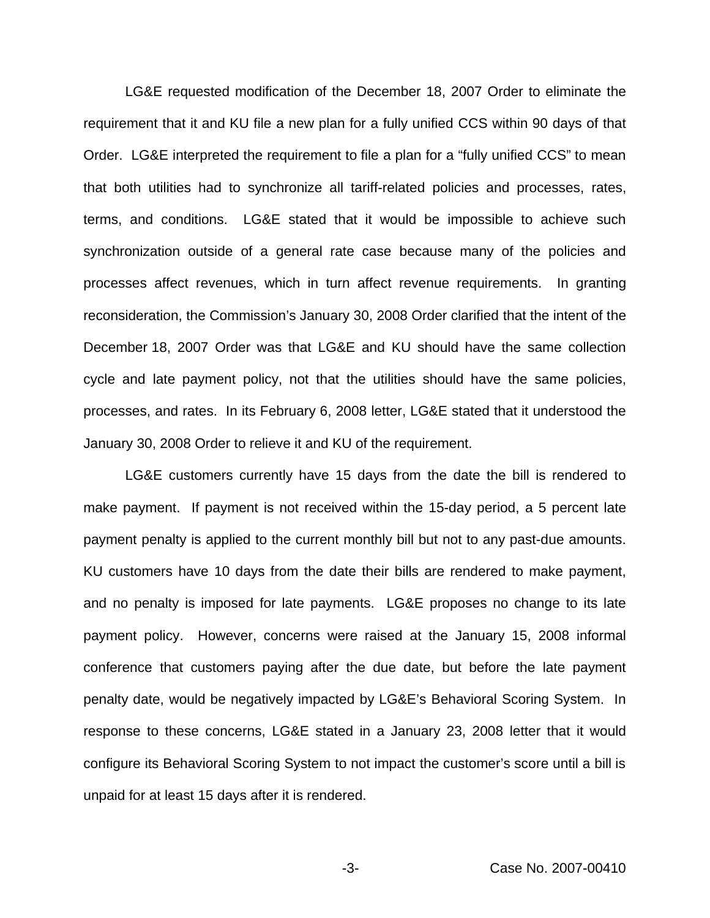LG&E requested modification of the December 18, 2007 Order to eliminate the requirement that it and KU file a new plan for a fully unified CCS within 90 days of that Order. LG&E interpreted the requirement to file a plan for a "fully unified CCS" to mean that both utilities had to synchronize all tariff-related policies and processes, rates, terms, and conditions. LG&E stated that it would be impossible to achieve such synchronization outside of a general rate case because many of the policies and processes affect revenues, which in turn affect revenue requirements. In granting reconsideration, the Commission's January 30, 2008 Order clarified that the intent of the December 18, 2007 Order was that LG&E and KU should have the same collection cycle and late payment policy, not that the utilities should have the same policies, processes, and rates. In its February 6, 2008 letter, LG&E stated that it understood the January 30, 2008 Order to relieve it and KU of the requirement.

LG&E customers currently have 15 days from the date the bill is rendered to make payment. If payment is not received within the 15-day period, a 5 percent late payment penalty is applied to the current monthly bill but not to any past-due amounts. KU customers have 10 days from the date their bills are rendered to make payment, and no penalty is imposed for late payments. LG&E proposes no change to its late payment policy. However, concerns were raised at the January 15, 2008 informal conference that customers paying after the due date, but before the late payment penalty date, would be negatively impacted by LG&E's Behavioral Scoring System. In response to these concerns, LG&E stated in a January 23, 2008 letter that it would configure its Behavioral Scoring System to not impact the customer's score until a bill is unpaid for at least 15 days after it is rendered.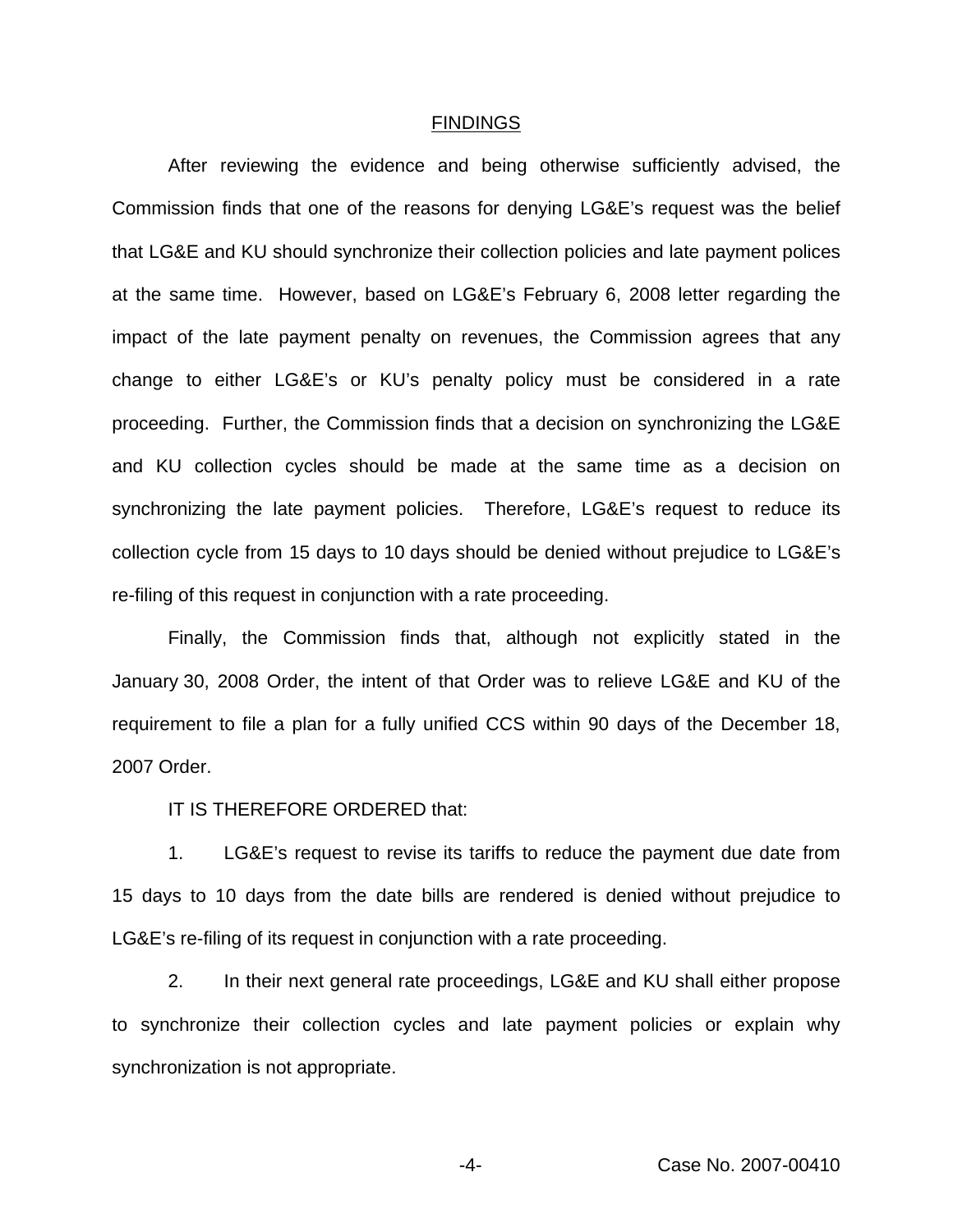## FINDINGS

After reviewing the evidence and being otherwise sufficiently advised, the Commission finds that one of the reasons for denying LG&E's request was the belief that LG&E and KU should synchronize their collection policies and late payment polices at the same time. However, based on LG&E's February 6, 2008 letter regarding the impact of the late payment penalty on revenues, the Commission agrees that any change to either LG&E's or KU's penalty policy must be considered in a rate proceeding. Further, the Commission finds that a decision on synchronizing the LG&E and KU collection cycles should be made at the same time as a decision on synchronizing the late payment policies. Therefore, LG&E's request to reduce its collection cycle from 15 days to 10 days should be denied without prejudice to LG&E's re-filing of this request in conjunction with a rate proceeding.

Finally, the Commission finds that, although not explicitly stated in the January 30, 2008 Order, the intent of that Order was to relieve LG&E and KU of the requirement to file a plan for a fully unified CCS within 90 days of the December 18, 2007 Order.

IT IS THEREFORE ORDERED that:

1. LG&E's request to revise its tariffs to reduce the payment due date from 15 days to 10 days from the date bills are rendered is denied without prejudice to LG&E's re-filing of its request in conjunction with a rate proceeding.

2. In their next general rate proceedings, LG&E and KU shall either propose to synchronize their collection cycles and late payment policies or explain why synchronization is not appropriate.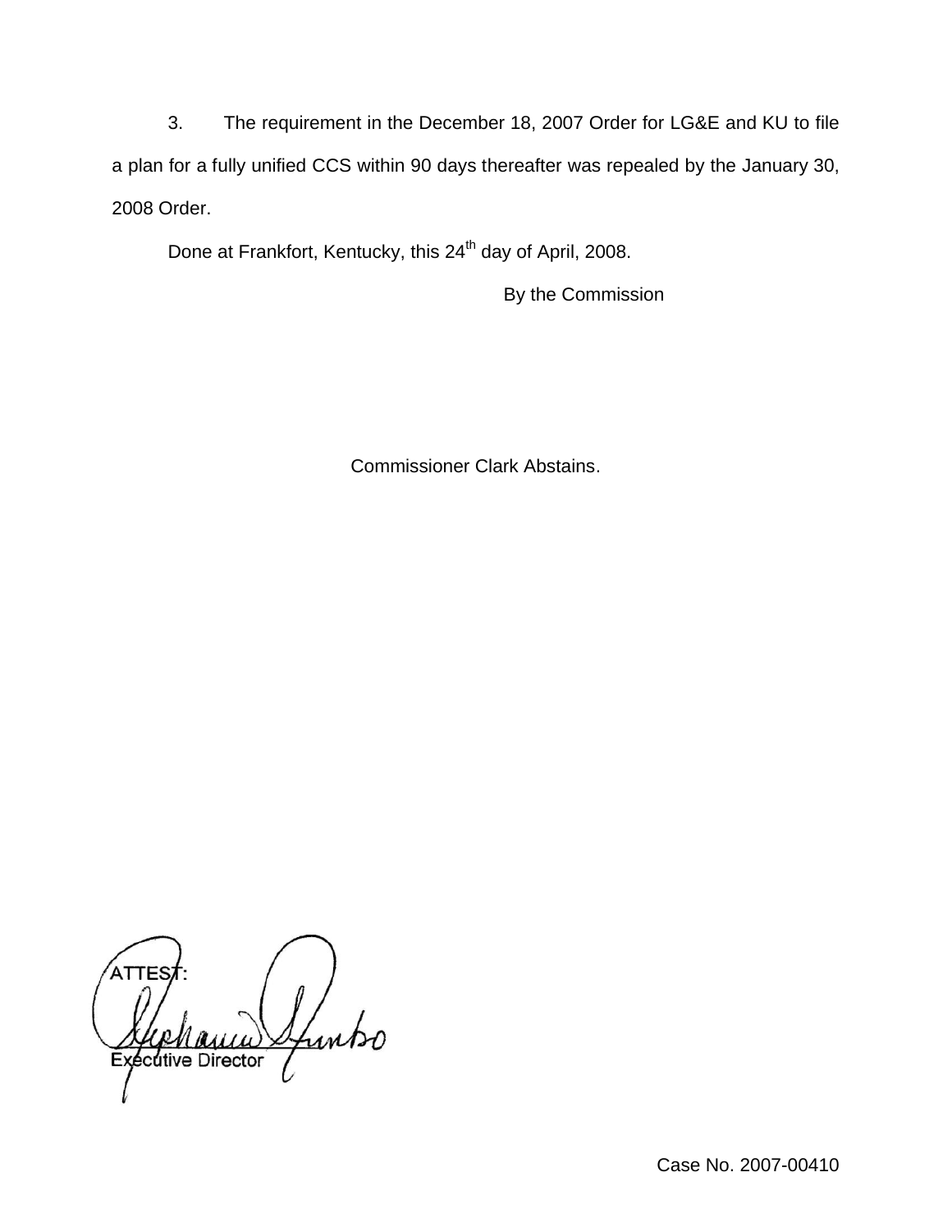3. The requirement in the December 18, 2007 Order for LG&E and KU to file a plan for a fully unified CCS within 90 days thereafter was repealed by the January 30, 2008 Order.

Done at Frankfort, Kentucky, this 24th day of April, 2008.

By the Commission

Commissioner Clark Abstains.

ATTEST:

Executive Director

Case No. 2007-00410